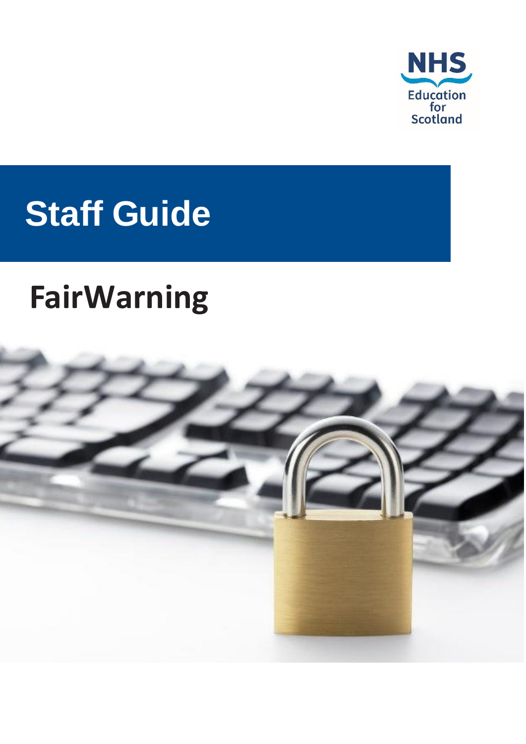NHS Education for Scotland

# Staff Guide

## FairWarning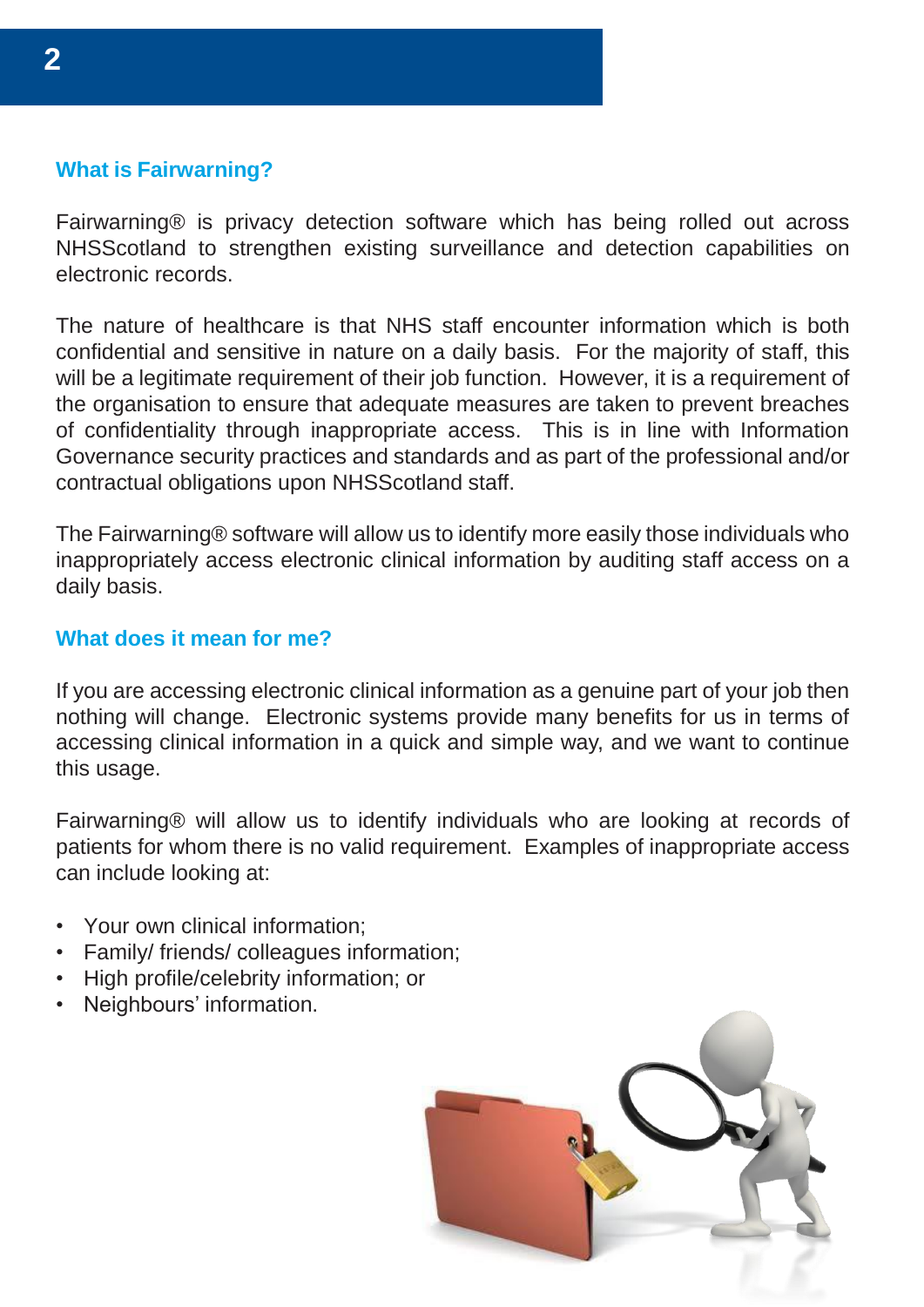## What is Fairwarning?

Fairwarning® is privacy detection software which has being rolled out across NHSScotland to strengthen existing surveillance and detection capabilities on electronic records.

The nature of healthcare is that NHS staff encounter information which is both confidential and sensitive in nature on a daily basis. For the majority of staff, this will be a legitimate requirement of their job function. However, it is a requirement of the organisation to ensure that adequate measures are taken to prevent breaches of confidentiality through inappropriate access. This is in line with Information Governance security practices and standards and as part of the professional and/or contractual obligations upon NHSScotland staff.

The Fairwarning® software will allow us to identify more easily those individuals who inappropriately access electronic clinical information by auditing staff access on a daily basis.

## What does it mean for me?

If you are accessing electronic clinical information as a genuine part of your job then nothing will change. Electronic systems provide many benefits for us in terms of accessing clinical information in a quick and simple way, and we want to continue this usage.

Fairwarning® will allow us to identify individuals who are looking at records of patients for whom there is no valid requirement. Examples of inappropriate access can include looking at:

- Your own clinical information;
- Family/ friends/ colleagues information;
- High profile/celebrity information; or
- Neighbours' information.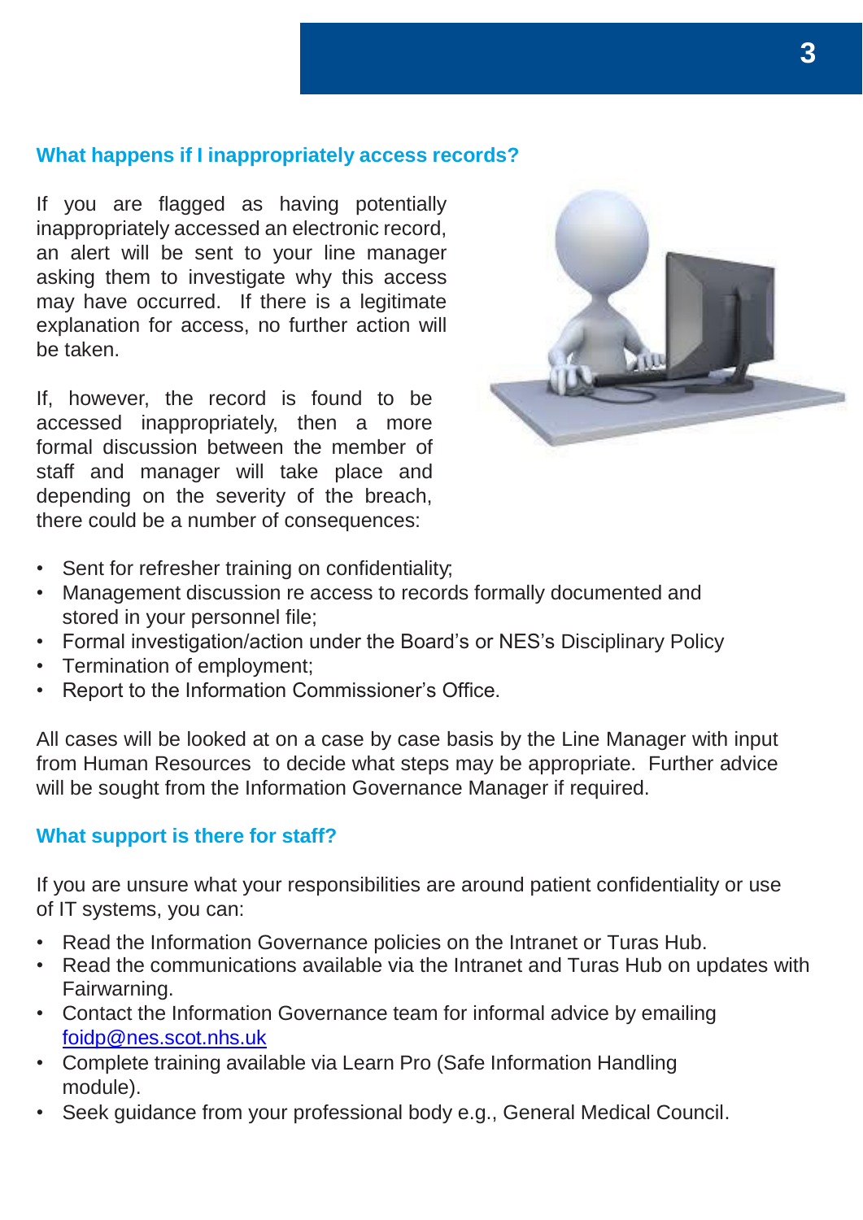## What happens if I inappropriately access records?

If you are flagged as having potentially inappropriately accessed an electronic record, an alert will be sent to your line manager asking them to investigate why this access may have occurred. If there is a legitimate explanation for access, no further action will be taken.

If, however, the record is found to be accessed inappropriately, then a more formal discussion between the member of staff and manager will take place and depending on the severity of the breach, there could be a number of consequences:

- Sent for refresher training on confidentiality;
- Management discussion re access to records formally documented and stored in your personnel file;
- Formal investigation/action under the Board's or NES's Disciplinary Policy
- Termination of employment;
- Report to the Information Commissioner's Office.

All cases will be looked at on a case by case basis by the Line Manager with input from Human Resources to decide what steps may be appropriate. Further advice will be sought from the Information Governance Manager if required.

## What support is there for staff?

If you are unsure what your responsibilities are around patient confidentiality or use of IT systems, you can:

- Read the Information Governance policies on the Intranet or Turas Hub.
- Read the communications available via the Intranet and Turas Hub on updates with Fairwarning.
- Contact the Information Governance team for informal advice by emailing foidp@nes.scot.nhs.uk
- Complete training available via Learn Pro (Safe Information Handling module).
- Seek guidance from your professional body e.g., General Medical Council.